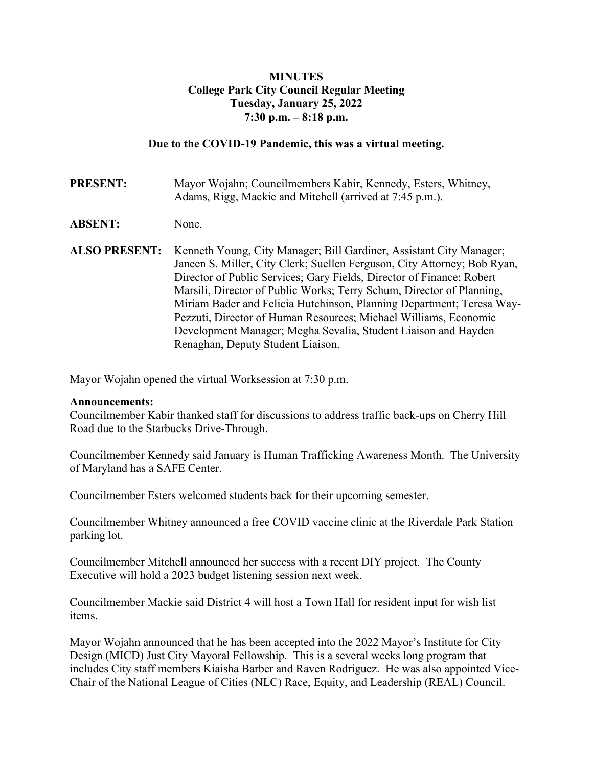**MINUTES**
**College Park City Council Regular Meeting**
**Tuesday, January 25, 2022**
**7:30 p.m. – 8:18 p.m.**

**Due to the COVID-19 Pandemic, this was a virtual meeting.**

**PRESENT:** Mayor Wojahn; Councilmembers Kabir, Kennedy, Esters, Whitney, Adams, Rigg, Mackie and Mitchell (arrived at 7:45 p.m.).

**ABSENT:** None.

**ALSO PRESENT:** Kenneth Young, City Manager; Bill Gardiner, Assistant City Manager; Janeen S. Miller, City Clerk; Suellen Ferguson, City Attorney; Bob Ryan, Director of Public Services; Gary Fields, Director of Finance; Robert Marsili, Director of Public Works; Terry Schum, Director of Planning, Miriam Bader and Felicia Hutchinson, Planning Department; Teresa Way-Pezzuti, Director of Human Resources; Michael Williams, Economic Development Manager; Megha Sevalia, Student Liaison and Hayden Renaghan, Deputy Student Liaison.

Mayor Wojahn opened the virtual Worksession at 7:30 p.m.

**Announcements:**
Councilmember Kabir thanked staff for discussions to address traffic back-ups on Cherry Hill Road due to the Starbucks Drive-Through.

Councilmember Kennedy said January is Human Trafficking Awareness Month. The University of Maryland has a SAFE Center.

Councilmember Esters welcomed students back for their upcoming semester.

Councilmember Whitney announced a free COVID vaccine clinic at the Riverdale Park Station parking lot.

Councilmember Mitchell announced her success with a recent DIY project. The County Executive will hold a 2023 budget listening session next week.

Councilmember Mackie said District 4 will host a Town Hall for resident input for wish list items.

Mayor Wojahn announced that he has been accepted into the 2022 Mayor's Institute for City Design (MICD) Just City Mayoral Fellowship. This is a several weeks long program that includes City staff members Kiaisha Barber and Raven Rodriguez. He was also appointed Vice-Chair of the National League of Cities (NLC) Race, Equity, and Leadership (REAL) Council.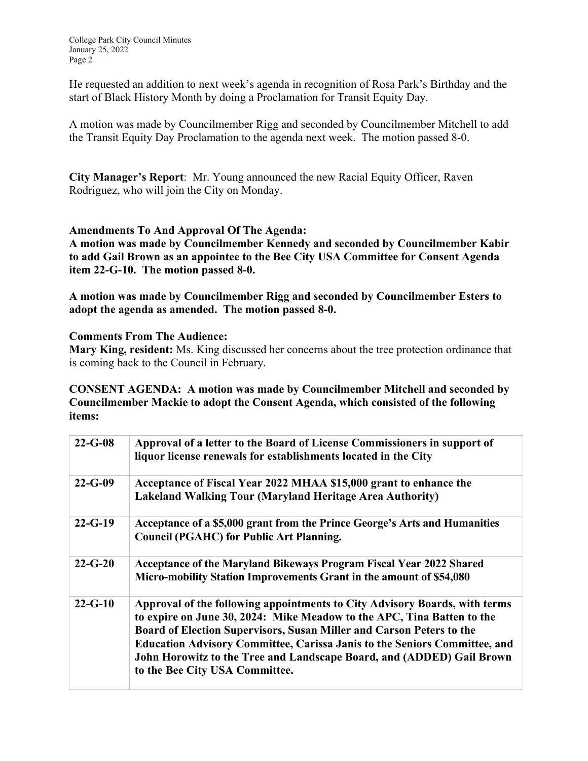He requested an addition to next week's agenda in recognition of Rosa Park's Birthday and the start of Black History Month by doing a Proclamation for Transit Equity Day.

A motion was made by Councilmember Rigg and seconded by Councilmember Mitchell to add the Transit Equity Day Proclamation to the agenda next week. The motion passed 8-0.

**City Manager's Report**: Mr. Young announced the new Racial Equity Officer, Raven Rodriguez, who will join the City on Monday.

**Amendments To And Approval Of The Agenda:**

**A motion was made by Councilmember Kennedy and seconded by Councilmember Kabir to add Gail Brown as an appointee to the Bee City USA Committee for Consent Agenda item 22-G-10. The motion passed 8-0.**

**A motion was made by Councilmember Rigg and seconded by Councilmember Esters to adopt the agenda as amended. The motion passed 8-0.**

**Comments From The Audience:**

**Mary King, resident:** Ms. King discussed her concerns about the tree protection ordinance that is coming back to the Council in February.

**CONSENT AGENDA: A motion was made by Councilmember Mitchell and seconded by Councilmember Mackie to adopt the Consent Agenda, which consisted of the following items:**

| | |
|---|---|
| **22-G-08** | **Approval of a letter to the Board of License Commissioners in support of liquor license renewals for establishments located in the City** |
| **22-G-09** | **Acceptance of Fiscal Year 2022 MHAA $15,000 grant to enhance the Lakeland Walking Tour (Maryland Heritage Area Authority)** |
| **22-G-19** | **Acceptance of a $5,000 grant from the Prince George's Arts and Humanities Council (PGAHC) for Public Art Planning.** |
| **22-G-20** | **Acceptance of the Maryland Bikeways Program Fiscal Year 2022 Shared Micro-mobility Station Improvements Grant in the amount of $54,080** |
| **22-G-10** | **Approval of the following appointments to City Advisory Boards, with terms to expire on June 30, 2024: Mike Meadow to the APC, Tina Batten to the Board of Election Supervisors, Susan Miller and Carson Peters to the Education Advisory Committee, Carissa Janis to the Seniors Committee, and John Horowitz to the Tree and Landscape Board, and (ADDED) Gail Brown to the Bee City USA Committee.** |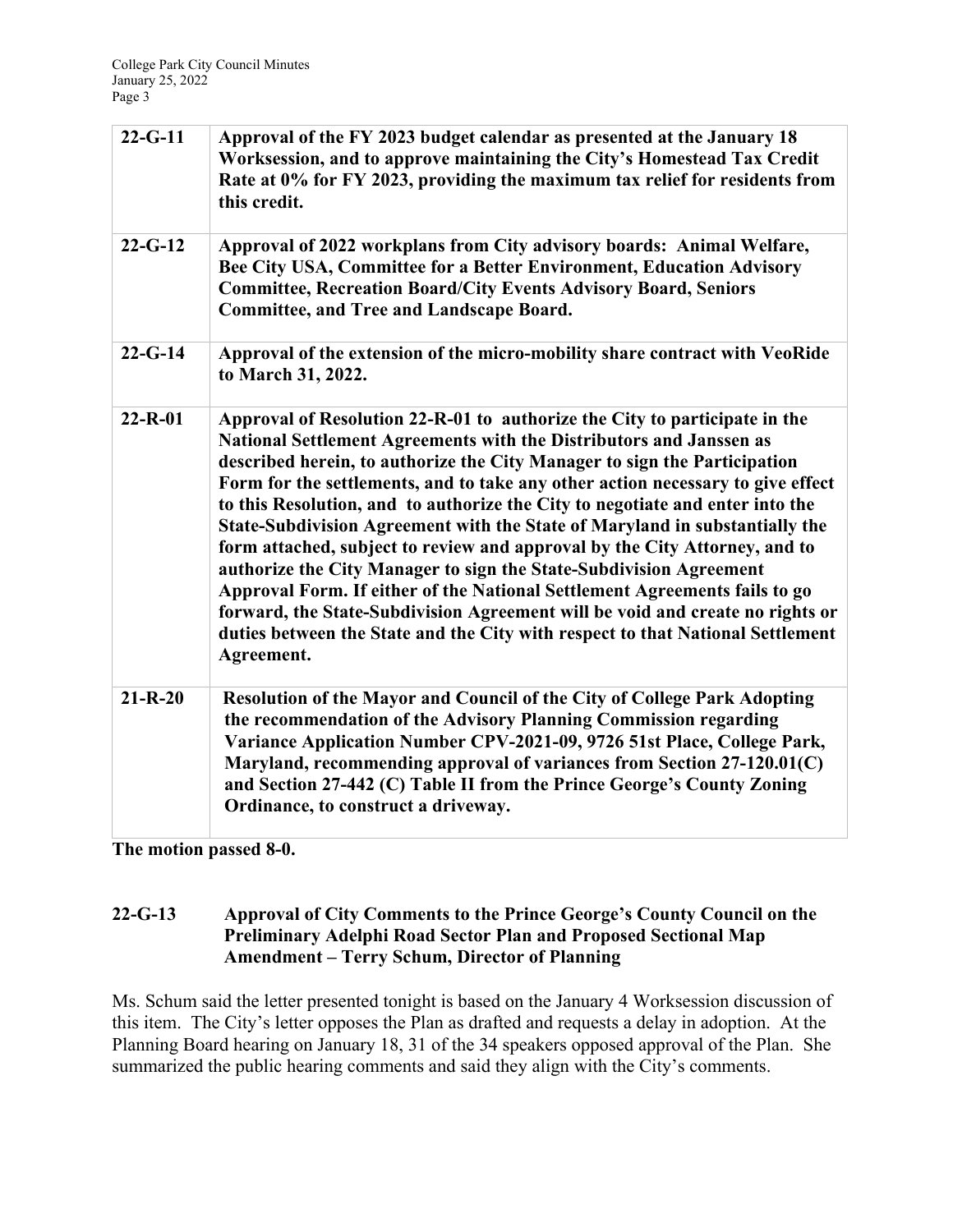| | |
|---|---|
| **22-G-11** | **Approval of the FY 2023 budget calendar as presented at the January 18 Worksession, and to approve maintaining the City's Homestead Tax Credit Rate at 0% for FY 2023, providing the maximum tax relief for residents from this credit.** |
| **22-G-12** | **Approval of 2022 workplans from City advisory boards: Animal Welfare, Bee City USA, Committee for a Better Environment, Education Advisory Committee, Recreation Board/City Events Advisory Board, Seniors Committee, and Tree and Landscape Board.** |
| **22-G-14** | **Approval of the extension of the micro-mobility share contract with VeoRide to March 31, 2022.** |
| **22-R-01** | **Approval of Resolution 22-R-01 to authorize the City to participate in the National Settlement Agreements with the Distributors and Janssen as described herein, to authorize the City Manager to sign the Participation Form for the settlements, and to take any other action necessary to give effect to this Resolution, and to authorize the City to negotiate and enter into the State-Subdivision Agreement with the State of Maryland in substantially the form attached, subject to review and approval by the City Attorney, and to authorize the City Manager to sign the State-Subdivision Agreement Approval Form. If either of the National Settlement Agreements fails to go forward, the State-Subdivision Agreement will be void and create no rights or duties between the State and the City with respect to that National Settlement Agreement.** |
| **21-R-20** | **Resolution of the Mayor and Council of the City of College Park Adopting the recommendation of the Advisory Planning Commission regarding Variance Application Number CPV-2021-09, 9726 51st Place, College Park, Maryland, recommending approval of variances from Section 27-120.01(C) and Section 27-442 (C) Table II from the Prince George's County Zoning Ordinance, to construct a driveway.** |

**The motion passed 8-0.**

**22-G-13 Approval of City Comments to the Prince George's County Council on the Preliminary Adelphi Road Sector Plan and Proposed Sectional Map Amendment – Terry Schum, Director of Planning**

Ms. Schum said the letter presented tonight is based on the January 4 Worksession discussion of this item. The City's letter opposes the Plan as drafted and requests a delay in adoption. At the Planning Board hearing on January 18, 31 of the 34 speakers opposed approval of the Plan. She summarized the public hearing comments and said they align with the City's comments.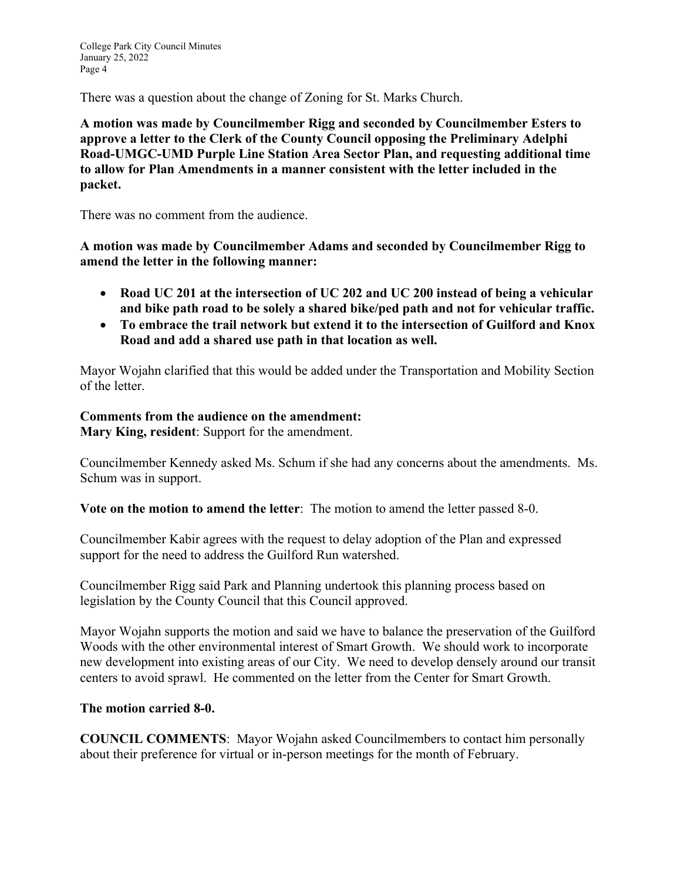There was a question about the change of Zoning for St. Marks Church.

**A motion was made by Councilmember Rigg and seconded by Councilmember Esters to approve a letter to the Clerk of the County Council opposing the Preliminary Adelphi Road-UMGC-UMD Purple Line Station Area Sector Plan, and requesting additional time to allow for Plan Amendments in a manner consistent with the letter included in the packet.**

There was no comment from the audience.

**A motion was made by Councilmember Adams and seconded by Councilmember Rigg to amend the letter in the following manner:**

- **Road UC 201 at the intersection of UC 202 and UC 200 instead of being a vehicular and bike path road to be solely a shared bike/ped path and not for vehicular traffic.**
- **To embrace the trail network but extend it to the intersection of Guilford and Knox Road and add a shared use path in that location as well.**

Mayor Wojahn clarified that this would be added under the Transportation and Mobility Section of the letter.

**Comments from the audience on the amendment:**
**Mary King, resident**: Support for the amendment.

Councilmember Kennedy asked Ms. Schum if she had any concerns about the amendments. Ms. Schum was in support.

**Vote on the motion to amend the letter**: The motion to amend the letter passed 8-0.

Councilmember Kabir agrees with the request to delay adoption of the Plan and expressed support for the need to address the Guilford Run watershed.

Councilmember Rigg said Park and Planning undertook this planning process based on legislation by the County Council that this Council approved.

Mayor Wojahn supports the motion and said we have to balance the preservation of the Guilford Woods with the other environmental interest of Smart Growth. We should work to incorporate new development into existing areas of our City. We need to develop densely around our transit centers to avoid sprawl. He commented on the letter from the Center for Smart Growth.

**The motion carried 8-0.**

**COUNCIL COMMENTS**: Mayor Wojahn asked Councilmembers to contact him personally about their preference for virtual or in-person meetings for the month of February.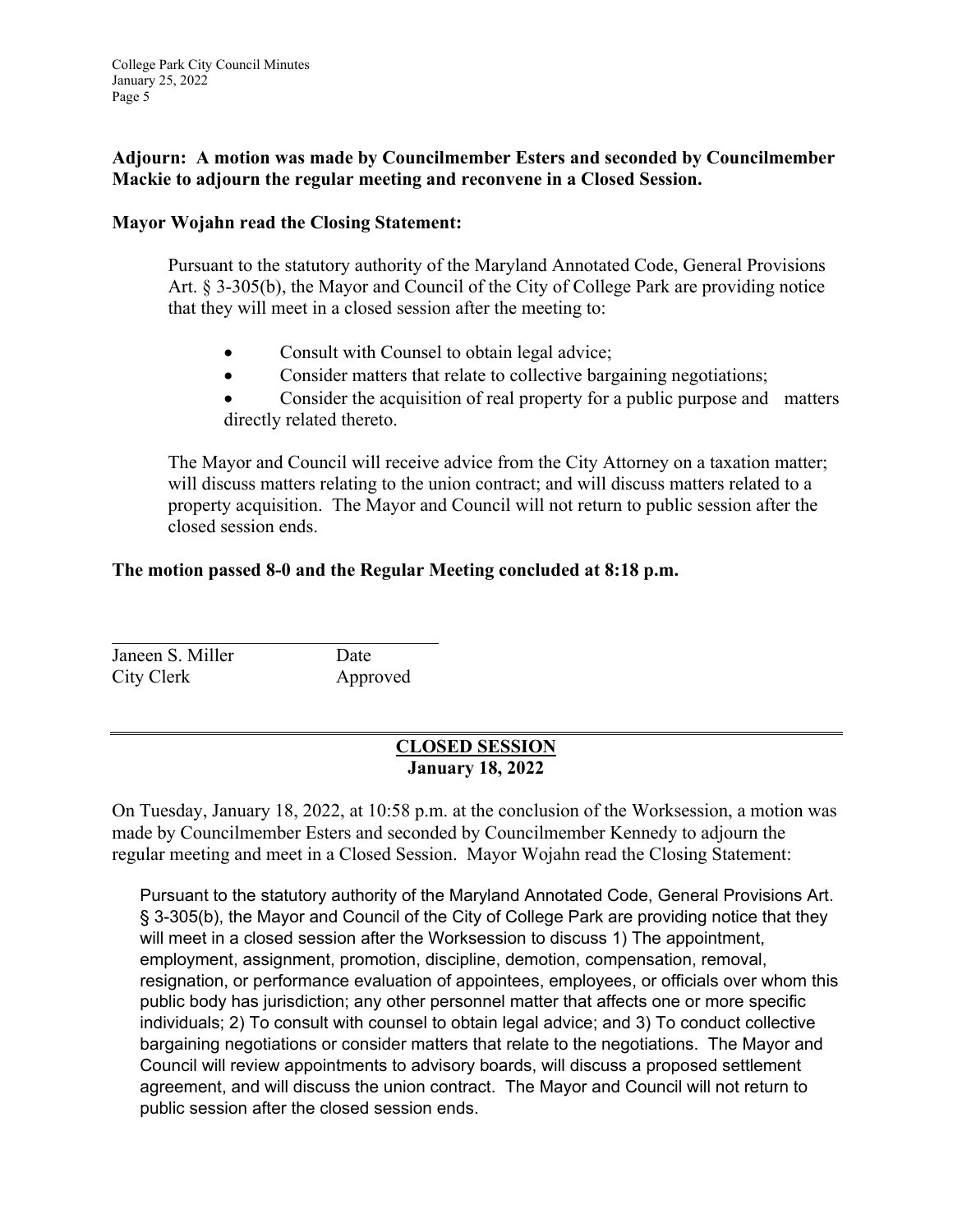**Adjourn: A motion was made by Councilmember Esters and seconded by Councilmember Mackie to adjourn the regular meeting and reconvene in a Closed Session.**

**Mayor Wojahn read the Closing Statement:**

> Pursuant to the statutory authority of the Maryland Annotated Code, General Provisions Art. § 3-305(b), the Mayor and Council of the City of College Park are providing notice that they will meet in a closed session after the meeting to:
>
> - Consult with Counsel to obtain legal advice;
> - Consider matters that relate to collective bargaining negotiations;
> - Consider the acquisition of real property for a public purpose and matters directly related thereto.
>
> The Mayor and Council will receive advice from the City Attorney on a taxation matter; will discuss matters relating to the union contract; and will discuss matters related to a property acquisition. The Mayor and Council will not return to public session after the closed session ends.

**The motion passed 8-0 and the Regular Meeting concluded at 8:18 p.m.**

\_\_\_\_\_\_\_\_\_\_\_\_\_\_\_\_\_\_\_\_\_\_\_\_\_\_\_\_\_\_\_\_\_\_\_\_

Janeen S. Miller — Date
City Clerk — Approved

---

## CLOSED SESSION
**January 18, 2022**

On Tuesday, January 18, 2022, at 10:58 p.m. at the conclusion of the Worksession, a motion was made by Councilmember Esters and seconded by Councilmember Kennedy to adjourn the regular meeting and meet in a Closed Session. Mayor Wojahn read the Closing Statement:

> Pursuant to the statutory authority of the Maryland Annotated Code, General Provisions Art. § 3-305(b), the Mayor and Council of the City of College Park are providing notice that they will meet in a closed session after the Worksession to discuss 1) The appointment, employment, assignment, promotion, discipline, demotion, compensation, removal, resignation, or performance evaluation of appointees, employees, or officials over whom this public body has jurisdiction; any other personnel matter that affects one or more specific individuals; 2) To consult with counsel to obtain legal advice; and 3) To conduct collective bargaining negotiations or consider matters that relate to the negotiations. The Mayor and Council will review appointments to advisory boards, will discuss a proposed settlement agreement, and will discuss the union contract. The Mayor and Council will not return to public session after the closed session ends.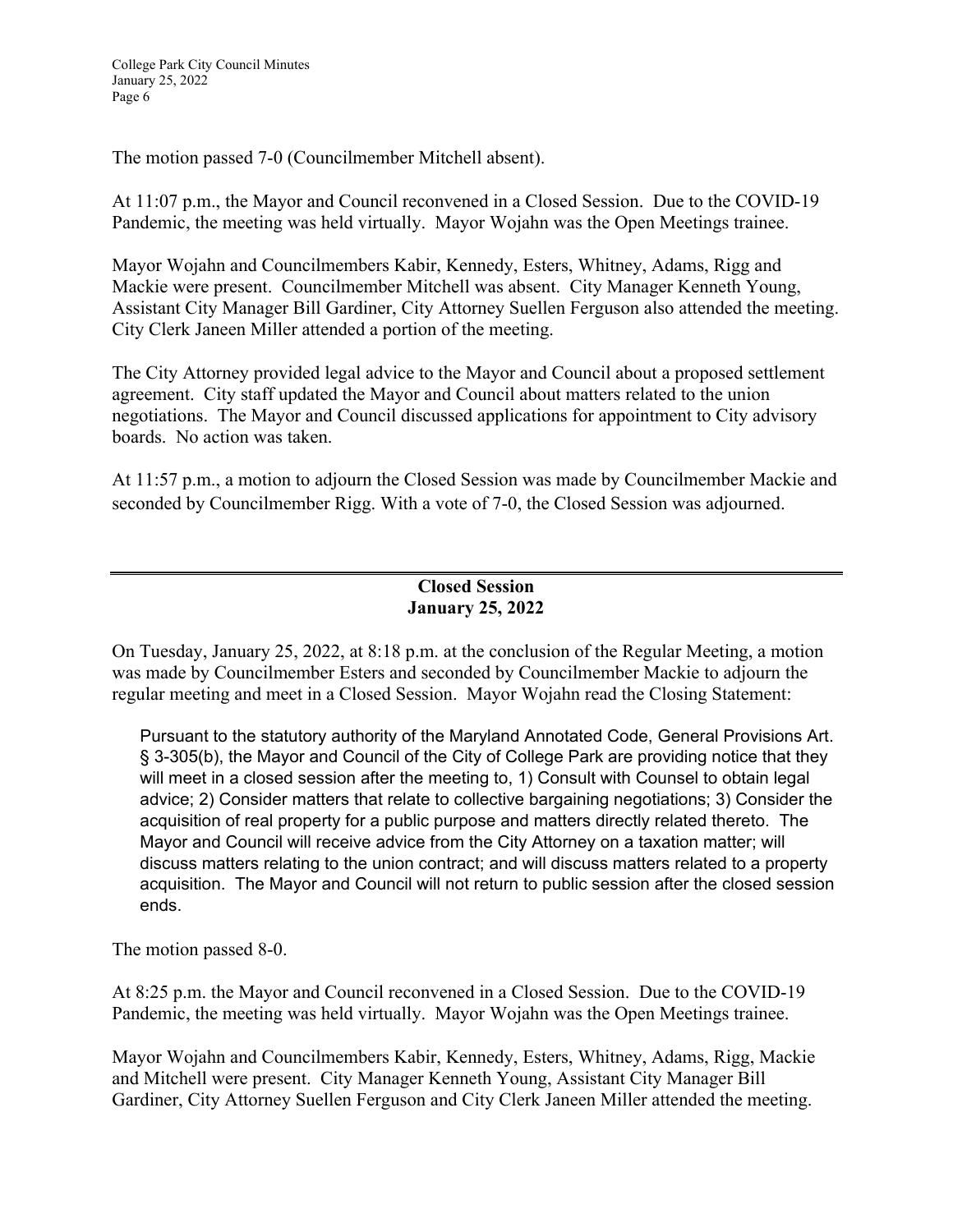The motion passed 7-0 (Councilmember Mitchell absent).

At 11:07 p.m., the Mayor and Council reconvened in a Closed Session. Due to the COVID-19 Pandemic, the meeting was held virtually. Mayor Wojahn was the Open Meetings trainee.

Mayor Wojahn and Councilmembers Kabir, Kennedy, Esters, Whitney, Adams, Rigg and Mackie were present. Councilmember Mitchell was absent. City Manager Kenneth Young, Assistant City Manager Bill Gardiner, City Attorney Suellen Ferguson also attended the meeting. City Clerk Janeen Miller attended a portion of the meeting.

The City Attorney provided legal advice to the Mayor and Council about a proposed settlement agreement. City staff updated the Mayor and Council about matters related to the union negotiations. The Mayor and Council discussed applications for appointment to City advisory boards. No action was taken.

At 11:57 p.m., a motion to adjourn the Closed Session was made by Councilmember Mackie and seconded by Councilmember Rigg. With a vote of 7-0, the Closed Session was adjourned.

---

**Closed Session**
**January 25, 2022**

On Tuesday, January 25, 2022, at 8:18 p.m. at the conclusion of the Regular Meeting, a motion was made by Councilmember Esters and seconded by Councilmember Mackie to adjourn the regular meeting and meet in a Closed Session. Mayor Wojahn read the Closing Statement:

> Pursuant to the statutory authority of the Maryland Annotated Code, General Provisions Art. § 3-305(b), the Mayor and Council of the City of College Park are providing notice that they will meet in a closed session after the meeting to, 1) Consult with Counsel to obtain legal advice; 2) Consider matters that relate to collective bargaining negotiations; 3) Consider the acquisition of real property for a public purpose and matters directly related thereto. The Mayor and Council will receive advice from the City Attorney on a taxation matter; will discuss matters relating to the union contract; and will discuss matters related to a property acquisition. The Mayor and Council will not return to public session after the closed session ends.

The motion passed 8-0.

At 8:25 p.m. the Mayor and Council reconvened in a Closed Session. Due to the COVID-19 Pandemic, the meeting was held virtually. Mayor Wojahn was the Open Meetings trainee.

Mayor Wojahn and Councilmembers Kabir, Kennedy, Esters, Whitney, Adams, Rigg, Mackie and Mitchell were present. City Manager Kenneth Young, Assistant City Manager Bill Gardiner, City Attorney Suellen Ferguson and City Clerk Janeen Miller attended the meeting.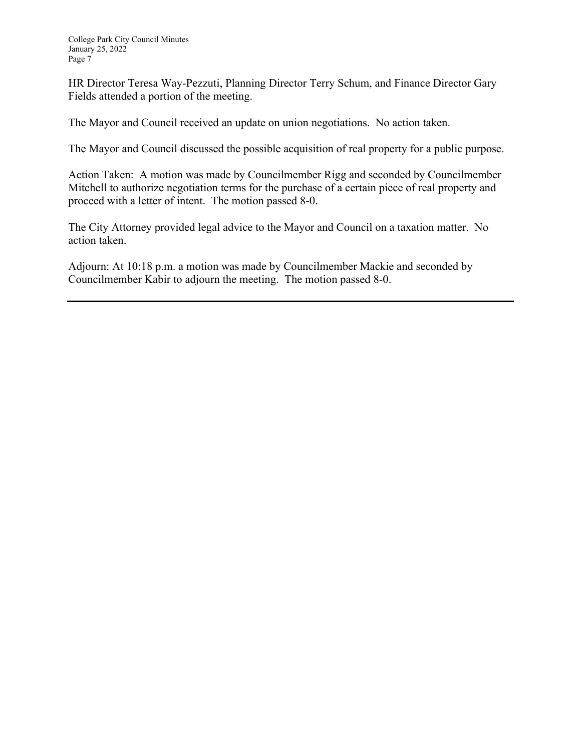HR Director Teresa Way-Pezzuti, Planning Director Terry Schum, and Finance Director Gary Fields attended a portion of the meeting.

The Mayor and Council received an update on union negotiations. No action taken.

The Mayor and Council discussed the possible acquisition of real property for a public purpose.

Action Taken: A motion was made by Councilmember Rigg and seconded by Councilmember Mitchell to authorize negotiation terms for the purchase of a certain piece of real property and proceed with a letter of intent. The motion passed 8-0.

The City Attorney provided legal advice to the Mayor and Council on a taxation matter. No action taken.

Adjourn: At 10:18 p.m. a motion was made by Councilmember Mackie and seconded by Councilmember Kabir to adjourn the meeting. The motion passed 8-0.